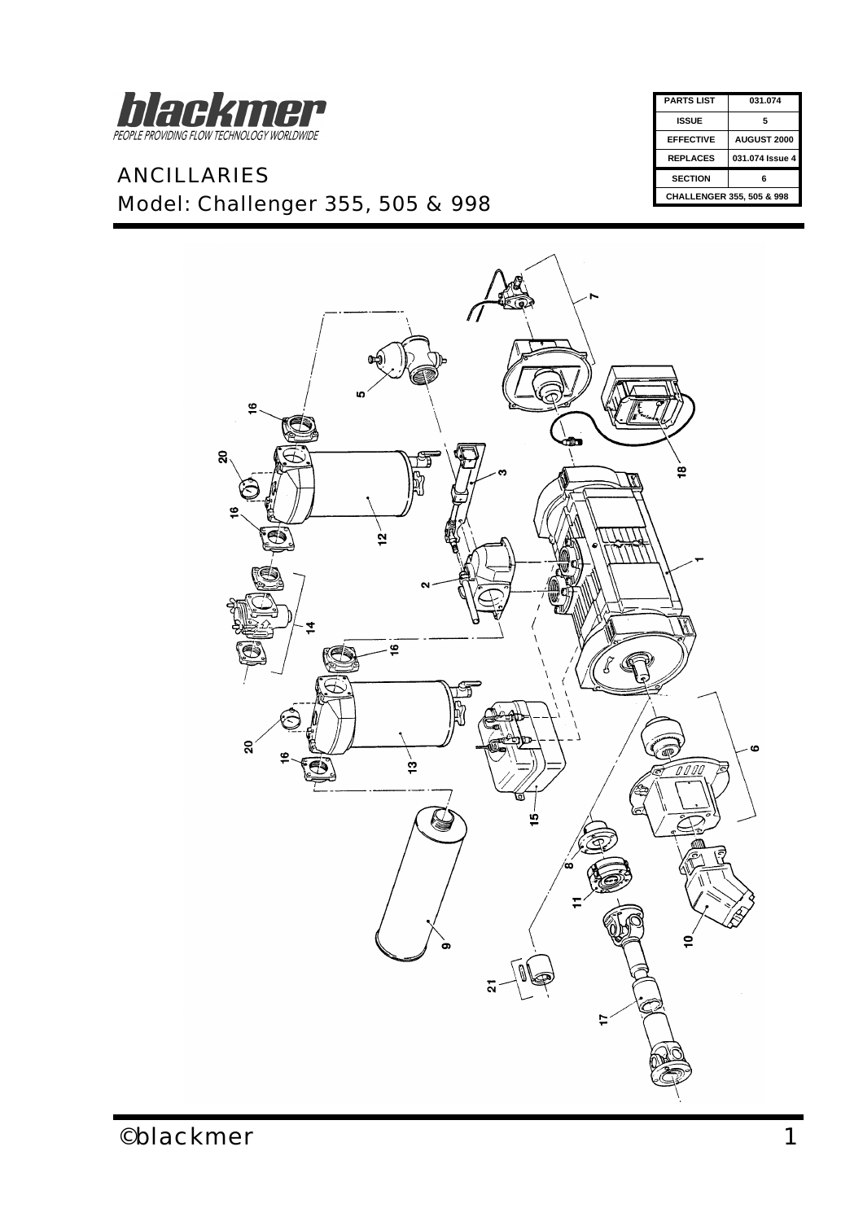![blackmer logo]

PEOPLE PROVIDING FLOW TECHNOLOGY WORLDWIDE

# ANCILLARIES

## Model: Challenger 355, 505 & 998

| PARTS LIST | 031.074 |
|---|---|
| ISSUE | 5 |
| EFFECTIVE | AUGUST 2000 |
| REPLACES | 031.074 Issue 4 |
| SECTION | 6 |
| CHALLENGER 355, 505 & 998 | |

7, 5, 16, 20, 3, 18, 12, 16, 1, 2, 14, 16, 20, 13, 16, 15, 6, 8, 11, 10, 9, 21, 17

©blackmer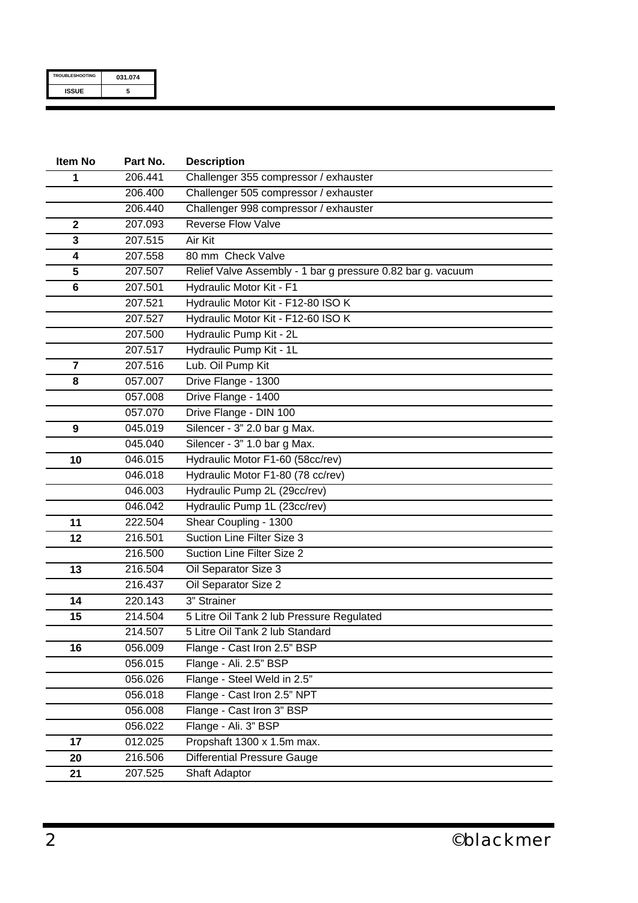| Item No | Part No. | Description |
|---|---|---|
| 1 | 206.441 | Challenger 355 compressor / exhauster |
| | 206.400 | Challenger 505 compressor / exhauster |
| | 206.440 | Challenger 998 compressor / exhauster |
| 2 | 207.093 | Reverse Flow Valve |
| 3 | 207.515 | Air Kit |
| 4 | 207.558 | 80 mm Check Valve |
| 5 | 207.507 | Relief Valve Assembly - 1 bar g pressure 0.82 bar g. vacuum |
| 6 | 207.501 | Hydraulic Motor Kit - F1 |
| | 207.521 | Hydraulic Motor Kit - F12-80 ISO K |
| | 207.527 | Hydraulic Motor Kit - F12-60 ISO K |
| | 207.500 | Hydraulic Pump Kit - 2L |
| | 207.517 | Hydraulic Pump Kit - 1L |
| 7 | 207.516 | Lub. Oil Pump Kit |
| 8 | 057.007 | Drive Flange - 1300 |
| | 057.008 | Drive Flange - 1400 |
| | 057.070 | Drive Flange - DIN 100 |
| 9 | 045.019 | Silencer - 3" 2.0 bar g Max. |
| | 045.040 | Silencer - 3" 1.0 bar g Max. |
| 10 | 046.015 | Hydraulic Motor F1-60 (58cc/rev) |
| | 046.018 | Hydraulic Motor F1-80 (78 cc/rev) |
| | 046.003 | Hydraulic Pump 2L (29cc/rev) |
| | 046.042 | Hydraulic Pump 1L (23cc/rev) |
| 11 | 222.504 | Shear Coupling - 1300 |
| 12 | 216.501 | Suction Line Filter Size 3 |
| | 216.500 | Suction Line Filter Size 2 |
| 13 | 216.504 | Oil Separator Size 3 |
| | 216.437 | Oil Separator Size 2 |
| 14 | 220.143 | 3" Strainer |
| 15 | 214.504 | 5 Litre Oil Tank 2 lub Pressure Regulated |
| | 214.507 | 5 Litre Oil Tank 2 lub Standard |
| 16 | 056.009 | Flange - Cast Iron 2.5" BSP |
| | 056.015 | Flange - Ali. 2.5" BSP |
| | 056.026 | Flange - Steel Weld in 2.5" |
| | 056.018 | Flange - Cast Iron 2.5" NPT |
| | 056.008 | Flange - Cast Iron 3" BSP |
| | 056.022 | Flange - Ali. 3" BSP |
| 17 | 012.025 | Propshaft 1300 x 1.5m max. |
| 20 | 216.506 | Differential Pressure Gauge |
| 21 | 207.525 | Shaft Adaptor |